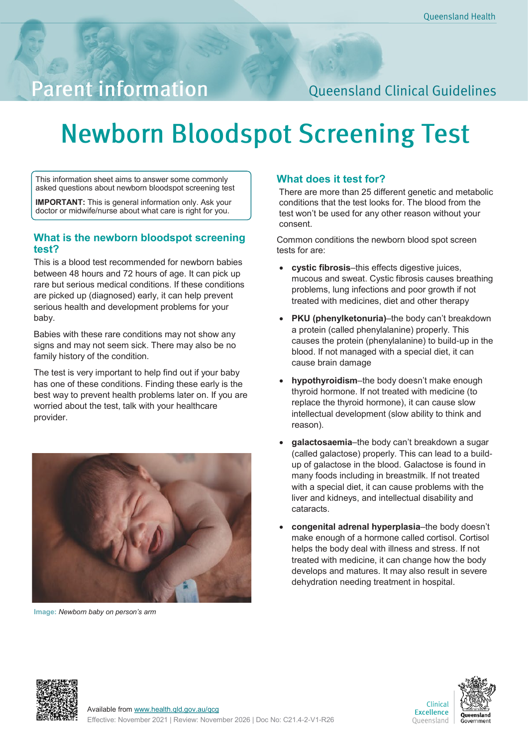Parent information

Queensland Clinical Guidelines

# Newborn Bloodspot Screening Test

This information sheet aims to answer some commonly asked questions about newborn bloodspot screening test

**IMPORTANT:** This is general information only. Ask your doctor or midwife/nurse about what care is right for you.

## What is the newborn bloodspot screening test?

This is a blood test recommended for newborn babies between 48 hours and 72 hours of age. It can pick up rare but serious medical conditions. If these conditions are picked up (diagnosed) early, it can help prevent serious health and development problems for your baby.

Babies with these rare conditions may not show any signs and may not seem sick. There may also be no family history of the condition.

The test is very important to help find out if your baby has one of these conditions. Finding these early is the best way to prevent health problems later on. If you are worried about the test, talk with your healthcare provider.

**Image:** *Newborn baby on person's arm*

## What does it test for?

There are more than 25 different genetic and metabolic conditions that the test looks for. The blood from the test won't be used for any other reason without your consent.

Common conditions the newborn blood spot screen tests for are:

- **cystic fibrosis**–this effects digestive juices, mucous and sweat. Cystic fibrosis causes breathing problems, lung infections and poor growth if not treated with medicines, diet and other therapy
- **PKU (phenylketonuria)**–the body can't breakdown a protein (called phenylalanine) properly. This causes the protein (phenylalanine) to build-up in the blood. If not managed with a special diet, it can cause brain damage
- **hypothyroidism**–the body doesn't make enough thyroid hormone. If not treated with medicine (to replace the thyroid hormone), it can cause slow intellectual development (slow ability to think and reason).
- **galactosaemia**–the body can't breakdown a sugar (called galactose) properly. This can lead to a build-up of galactose in the blood. Galactose is found in many foods including in breastmilk. If not treated with a special diet, it can cause problems with the liver and kidneys, and intellectual disability and cataracts.
- **congenital adrenal hyperplasia**–the body doesn't make enough of a hormone called cortisol. Cortisol helps the body deal with illness and stress. If not treated with medicine, it can change how the body develops and matures. It may also result in severe dehydration needing treatment in hospital.

Available from www.health.qld.gov.au/qcg
Effective: November 2021 | Review: November 2026 | Doc No: C21.4-2-V1-R26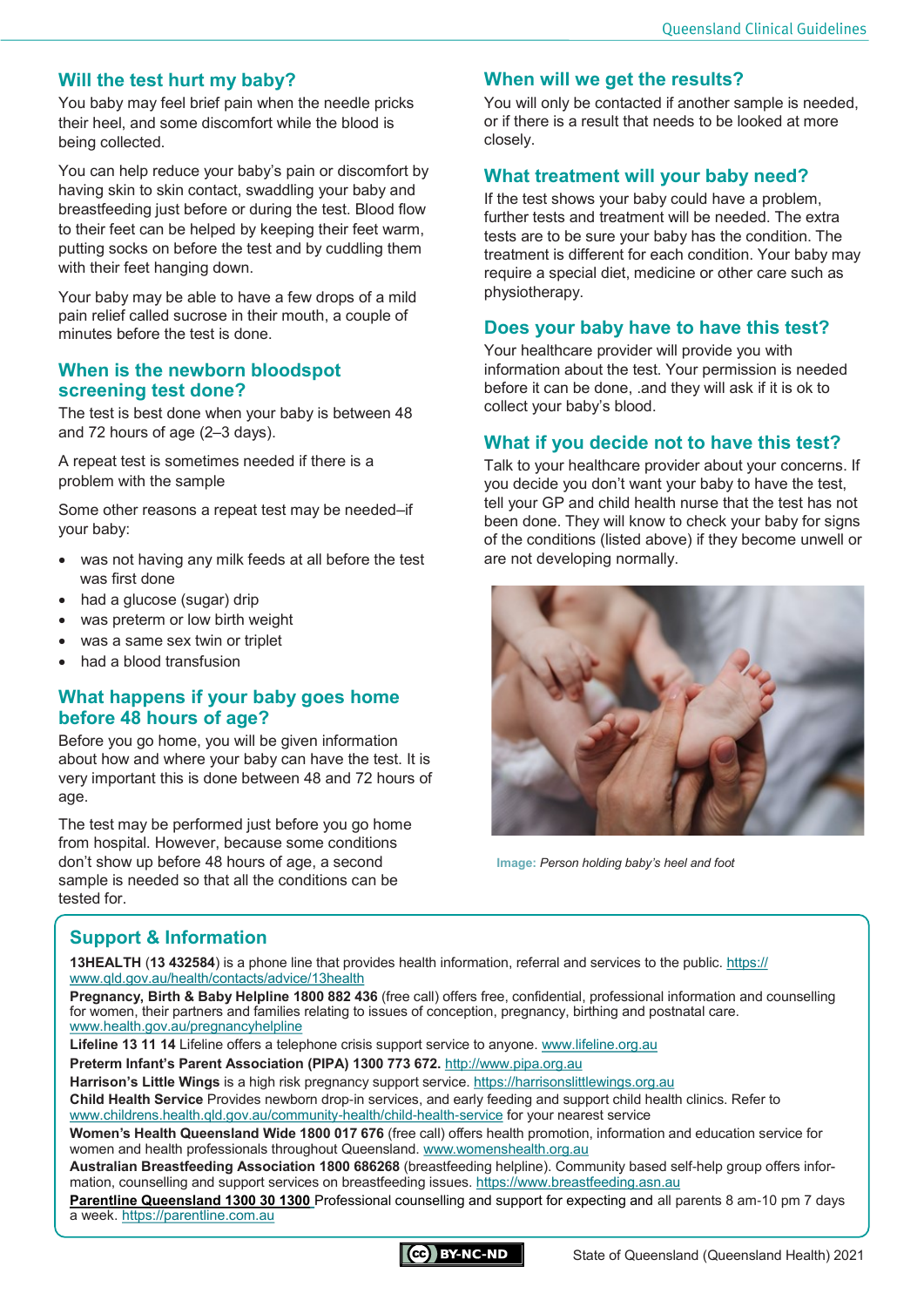## Will the test hurt my baby?

You baby may feel brief pain when the needle pricks their heel, and some discomfort while the blood is being collected.

You can help reduce your baby's pain or discomfort by having skin to skin contact, swaddling your baby and breastfeeding just before or during the test. Blood flow to their feet can be helped by keeping their feet warm, putting socks on before the test and by cuddling them with their feet hanging down.

Your baby may be able to have a few drops of a mild pain relief called sucrose in their mouth, a couple of minutes before the test is done.

## When is the newborn bloodspot screening test done?

The test is best done when your baby is between 48 and 72 hours of age (2–3 days).

A repeat test is sometimes needed if there is a problem with the sample

Some other reasons a repeat test may be needed–if your baby:

- was not having any milk feeds at all before the test was first done
- had a glucose (sugar) drip
- was preterm or low birth weight
- was a same sex twin or triplet
- had a blood transfusion

## What happens if your baby goes home before 48 hours of age?

Before you go home, you will be given information about how and where your baby can have the test. It is very important this is done between 48 and 72 hours of age.

The test may be performed just before you go home from hospital. However, because some conditions don't show up before 48 hours of age, a second sample is needed so that all the conditions can be tested for.

## When will we get the results?

You will only be contacted if another sample is needed, or if there is a result that needs to be looked at more closely.

## What treatment will your baby need?

If the test shows your baby could have a problem, further tests and treatment will be needed. The extra tests are to be sure your baby has the condition. The treatment is different for each condition. Your baby may require a special diet, medicine or other care such as physiotherapy.

## Does your baby have to have this test?

Your healthcare provider will provide you with information about the test. Your permission is needed before it can be done, .and they will ask if it is ok to collect your baby's blood.

## What if you decide not to have this test?

Talk to your healthcare provider about your concerns. If you decide you don't want your baby to have the test, tell your GP and child health nurse that the test has not been done. They will know to check your baby for signs of the conditions (listed above) if they become unwell or are not developing normally.

**Image:** *Person holding baby's heel and foot*

## Support & Information

**13HEALTH** (**13 432584**) is a phone line that provides health information, referral and services to the public. https://www.qld.gov.au/health/contacts/advice/13health

**Pregnancy, Birth & Baby Helpline 1800 882 436** (free call) offers free, confidential, professional information and counselling for women, their partners and families relating to issues of conception, pregnancy, birthing and postnatal care. www.health.gov.au/pregnancyhelpline

**Lifeline 13 11 14** Lifeline offers a telephone crisis support service to anyone. www.lifeline.org.au

**Preterm Infant's Parent Association (PIPA) 1300 773 672.** http://www.pipa.org.au

**Harrison's Little Wings** is a high risk pregnancy support service. https://harrisonslittlewings.org.au

**Child Health Service** Provides newborn drop-in services, and early feeding and support child health clinics. Refer to www.childrens.health.qld.gov.au/community-health/child-health-service for your nearest service

**Women's Health Queensland Wide 1800 017 676** (free call) offers health promotion, information and education service for women and health professionals throughout Queensland. www.womenshealth.org.au

**Australian Breastfeeding Association 1800 686268** (breastfeeding helpline). Community based self-help group offers information, counselling and support services on breastfeeding issues. https://www.breastfeeding.asn.au

**Parentline Queensland 1300 30 1300** Professional counselling and support for expecting and all parents 8 am-10 pm 7 days a week. https://parentline.com.au

State of Queensland (Queensland Health) 2021